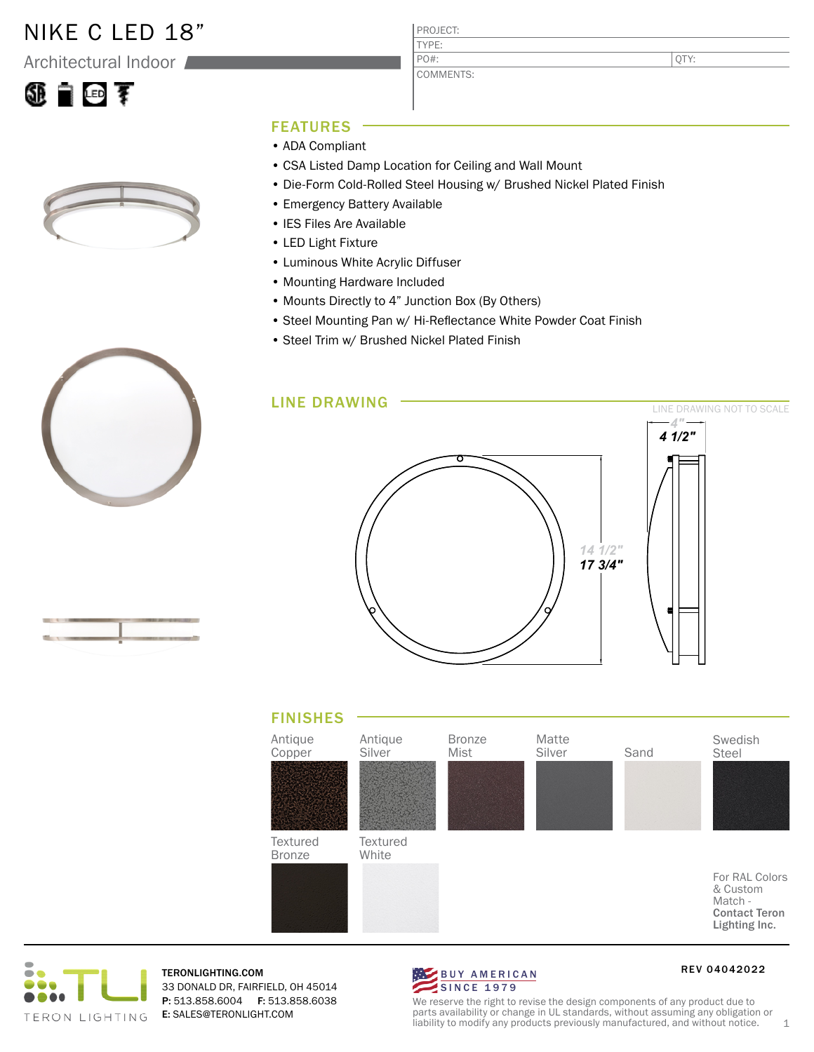# NIKE C LED 18”

Architectural Indoor

| PROJECT: | |
|---|---|
| TYPE: | |
| PO#: | QTY: |
| COMMENTS: | |

## FEATURES

- ADA Compliant
- CSA Listed Damp Location for Ceiling and Wall Mount
- Die-Form Cold-Rolled Steel Housing w/ Brushed Nickel Plated Finish
- Emergency Battery Available
- IES Files Are Available
- LED Light Fixture
- Luminous White Acrylic Diffuser
- Mounting Hardware Included
- Mounts Directly to 4” Junction Box (By Others)
- Steel Mounting Pan w/ Hi-Reflectance White Powder Coat Finish
- Steel Trim w/ Brushed Nickel Plated Finish

## LINE DRAWING

LINE DRAWING NOT TO SCALE

4"
4 1/2"

14 1/2"
17 3/4"

## FINISHES

Antique Copper

Antique Silver

Bronze Mist

Matte Silver

Sand

Swedish Steel

Textured Bronze

Textured White

For RAL Colors & Custom Match - **Contact Teron Lighting Inc.**

TERON LIGHTING

**TERONLIGHTING.COM**
33 DONALD DR, FAIRFIELD, OH 45014
**P:** 513.858.6004 **F:** 513.858.6038
**E:** SALES@TERONLIGHT.COM

BUY AMERICAN SINCE 1979

We reserve the right to revise the design components of any product due to parts availability or change in UL standards, without assuming any obligation or liability to modify any products previously manufactured, and without notice.

REV 04042022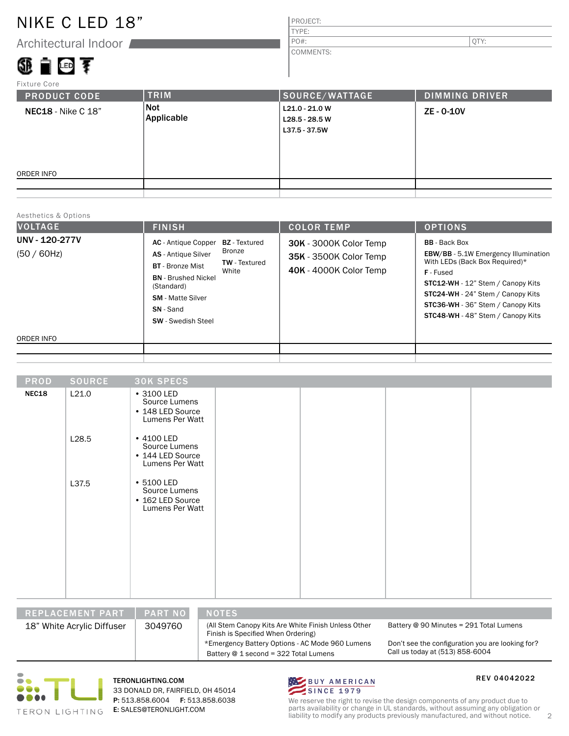# NIKE C LED 18”

Architectural Indoor

| PROJECT: | |
|---|---|
| TYPE: | |
| PO#: | QTY: |
| COMMENTS: | |

Fixture Core

| PRODUCT CODE | TRIM | SOURCE/WATTAGE | DIMMING DRIVER |
|---|---|---|---|
| **NEC18** - Nike C 18” | **Not Applicable** | **L21.0 - 21.0 W**<br>**L28.5 - 28.5 W**<br>**L37.5 - 37.5W** | **ZE - 0-10V** |
| ORDER INFO | | | |

Aesthetics & Options

| VOLTAGE | FINISH | COLOR TEMP | OPTIONS |
|---|---|---|---|
| **UNV - 120-277V**<br>(50 / 60Hz) | **AC** - Antique Copper<br>**AS** - Antique Silver<br>**BT** - Bronze Mist<br>**BN** - Brushed Nickel (Standard)<br>**SM** - Matte Silver<br>**SN** - Sand<br>**SW** - Swedish Steel<br>**BZ** - Textured Bronze<br>**TW** - Textured White | **30K** - 3000K Color Temp<br>**35K** - 3500K Color Temp<br>**40K** - 4000K Color Temp | **BB** - Back Box<br>**EBW/BB** - 5.1W Emergency Illumination With LEDs (Back Box Required)*<br>**F** - Fused<br>**STC12-WH** - 12” Stem / Canopy Kits<br>**STC24-WH** - 24” Stem / Canopy Kits<br>**STC36-WH** - 36” Stem / Canopy Kits<br>**STC48-WH** - 48” Stem / Canopy Kits |
| ORDER INFO | | | |

| PROD | SOURCE | 30K SPECS |
|---|---|---|
| **NEC18** | L21.0 | • 3100 LED Source Lumens<br>• 148 LED Source Lumens Per Watt |
| | L28.5 | • 4100 LED Source Lumens<br>• 144 LED Source Lumens Per Watt |
| | L37.5 | • 5100 LED Source Lumens<br>• 162 LED Source Lumens Per Watt |

| REPLACEMENT PART | PART NO |
|---|---|
| 18” White Acrylic Diffuser | 3049760 |

**NOTES**

(All Stem Canopy Kits Are White Finish Unless Other Finish is Specified When Ordering)

*Emergency Battery Options - AC Mode 960 Lumens Battery @ 1 second = 322 Total Lumens

Battery @ 90 Minutes = 291 Total Lumens

Don’t see the configuration you are looking for? Call us today at (513) 858-6004

TERON LIGHTING

**TERONLIGHTING.COM**
33 DONALD DR, FAIRFIELD, OH 45014
**P:** 513.858.6004 **F:** 513.858.6038
**E:** SALES@TERONLIGHT.COM

BUY AMERICAN SINCE 1979

We reserve the right to revise the design components of any product due to parts availability or change in UL standards, without assuming any obligation or liability to modify any products previously manufactured, and without notice.

REV 04042022